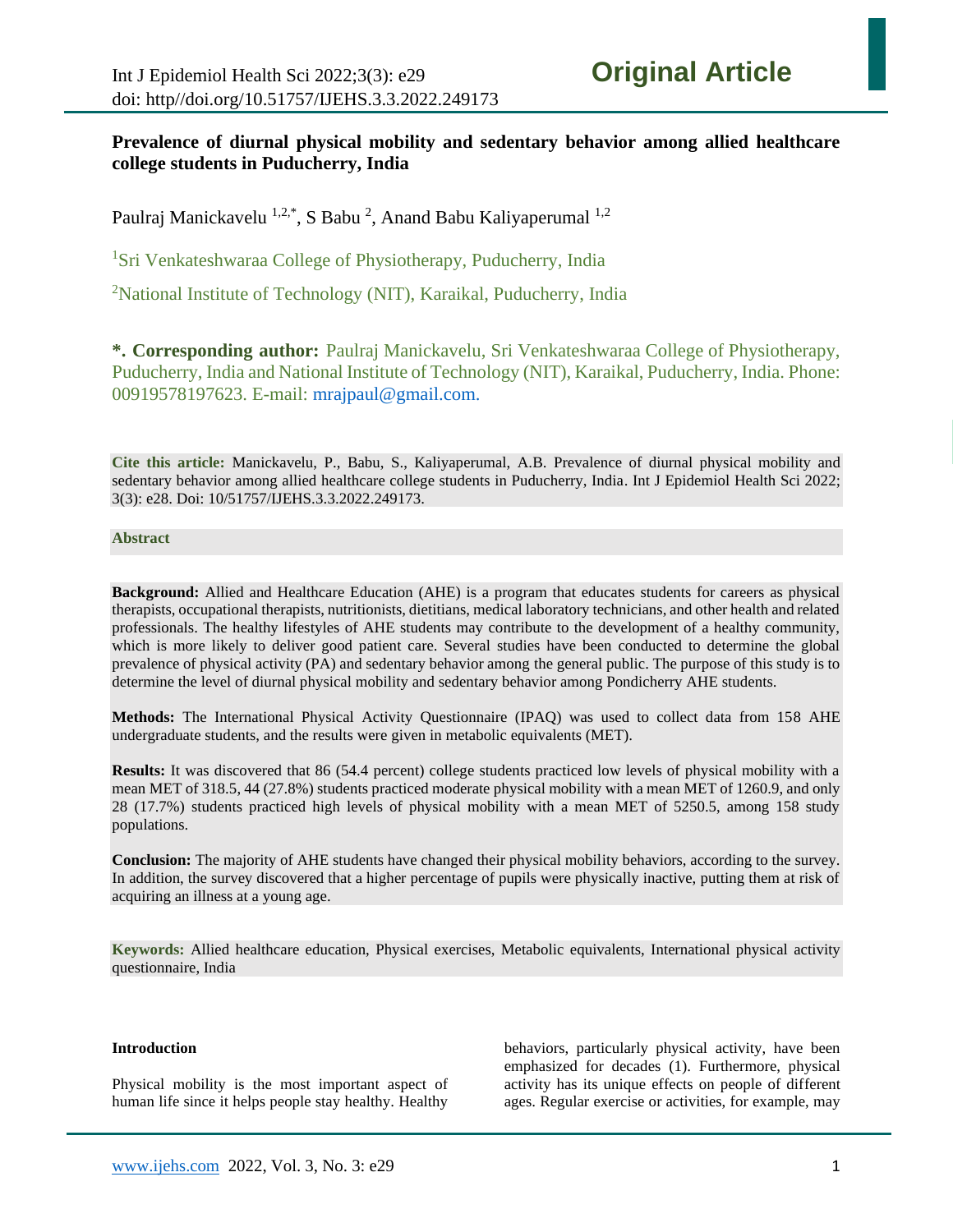**Original Article**

# Prevalence of diurnal physical mobility and sedentary behavior among allied healthcare college students in Puducherry, India

Paulraj Manickavelu [1,2,*], S Babu [2], Anand Babu Kaliyaperumal [1,2]

[1]Sri Venkateshwaraa College of Physiotherapy, Puducherry, India

[2]National Institute of Technology (NIT), Karaikal, Puducherry, India

**\*. Corresponding author:** Paulraj Manickavelu, Sri Venkateshwaraa College of Physiotherapy, Puducherry, India and National Institute of Technology (NIT), Karaikal, Puducherry, India. Phone: 00919578197623. E-mail: mrajpaul@gmail.com.

**Cite this article:** Manickavelu, P., Babu, S., Kaliyaperumal, A.B. Prevalence of diurnal physical mobility and sedentary behavior among allied healthcare college students in Puducherry, India. Int J Epidemiol Health Sci 2022; 3(3): e28. Doi: 10/51757/IJEHS.3.3.2022.249173.

## Abstract

**Background:** Allied and Healthcare Education (AHE) is a program that educates students for careers as physical therapists, occupational therapists, nutritionists, dietitians, medical laboratory technicians, and other health and related professionals. The healthy lifestyles of AHE students may contribute to the development of a healthy community, which is more likely to deliver good patient care. Several studies have been conducted to determine the global prevalence of physical activity (PA) and sedentary behavior among the general public. The purpose of this study is to determine the level of diurnal physical mobility and sedentary behavior among Pondicherry AHE students.

**Methods:** The International Physical Activity Questionnaire (IPAQ) was used to collect data from 158 AHE undergraduate students, and the results were given in metabolic equivalents (MET).

**Results:** It was discovered that 86 (54.4 percent) college students practiced low levels of physical mobility with a mean MET of 318.5, 44 (27.8%) students practiced moderate physical mobility with a mean MET of 1260.9, and only 28 (17.7%) students practiced high levels of physical mobility with a mean MET of 5250.5, among 158 study populations.

**Conclusion:** The majority of AHE students have changed their physical mobility behaviors, according to the survey. In addition, the survey discovered that a higher percentage of pupils were physically inactive, putting them at risk of acquiring an illness at a young age.

**Keywords:** Allied healthcare education, Physical exercises, Metabolic equivalents, International physical activity questionnaire, India

## Introduction

Physical mobility is the most important aspect of human life since it helps people stay healthy. Healthy behaviors, particularly physical activity, have been emphasized for decades (1). Furthermore, physical activity has its unique effects on people of different ages. Regular exercise or activities, for example, may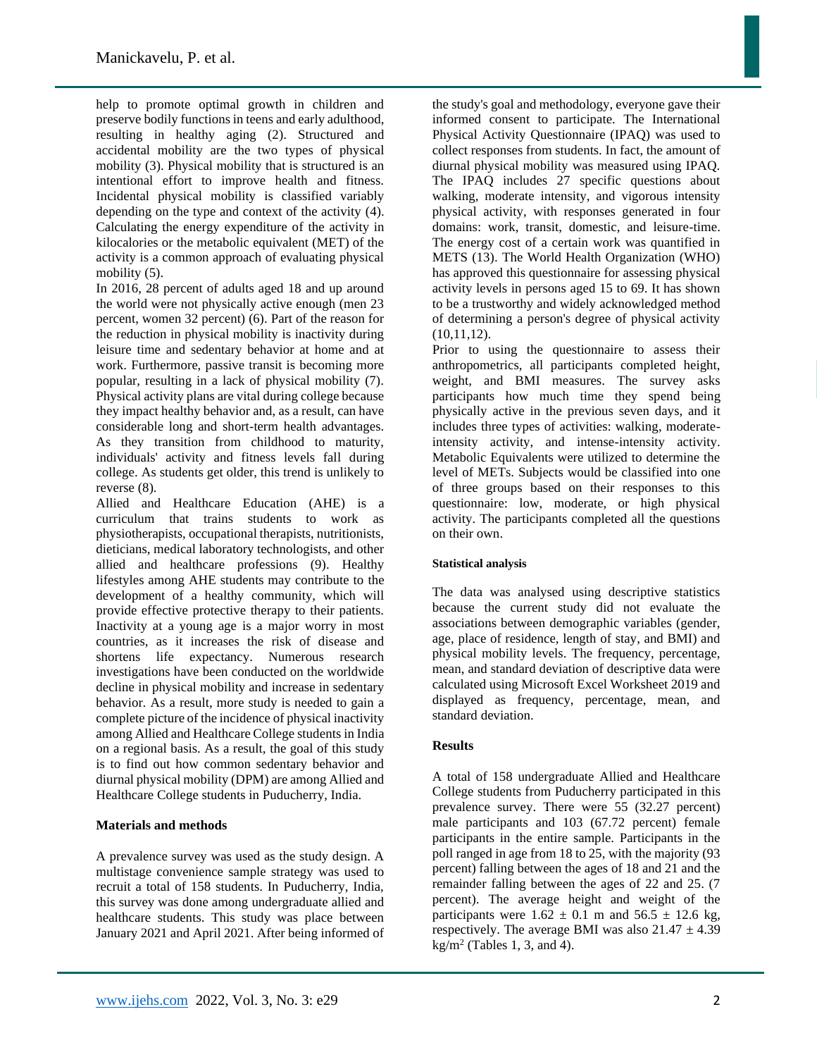help to promote optimal growth in children and preserve bodily functions in teens and early adulthood, resulting in healthy aging (2). Structured and accidental mobility are the two types of physical mobility (3). Physical mobility that is structured is an intentional effort to improve health and fitness. Incidental physical mobility is classified variably depending on the type and context of the activity (4). Calculating the energy expenditure of the activity in kilocalories or the metabolic equivalent (MET) of the activity is a common approach of evaluating physical mobility (5).

In 2016, 28 percent of adults aged 18 and up around the world were not physically active enough (men 23 percent, women 32 percent) (6). Part of the reason for the reduction in physical mobility is inactivity during leisure time and sedentary behavior at home and at work. Furthermore, passive transit is becoming more popular, resulting in a lack of physical mobility (7). Physical activity plans are vital during college because they impact healthy behavior and, as a result, can have considerable long and short-term health advantages. As they transition from childhood to maturity, individuals' activity and fitness levels fall during college. As students get older, this trend is unlikely to reverse (8).

Allied and Healthcare Education (AHE) is a curriculum that trains students to work as physiotherapists, occupational therapists, nutritionists, dieticians, medical laboratory technologists, and other allied and healthcare professions (9). Healthy lifestyles among AHE students may contribute to the development of a healthy community, which will provide effective protective therapy to their patients. Inactivity at a young age is a major worry in most countries, as it increases the risk of disease and shortens life expectancy. Numerous research investigations have been conducted on the worldwide decline in physical mobility and increase in sedentary behavior. As a result, more study is needed to gain a complete picture of the incidence of physical inactivity among Allied and Healthcare College students in India on a regional basis. As a result, the goal of this study is to find out how common sedentary behavior and diurnal physical mobility (DPM) are among Allied and Healthcare College students in Puducherry, India.

## Materials and methods

A prevalence survey was used as the study design. A multistage convenience sample strategy was used to recruit a total of 158 students. In Puducherry, India, this survey was done among undergraduate allied and healthcare students. This study was place between January 2021 and April 2021. After being informed of the study's goal and methodology, everyone gave their informed consent to participate. The International Physical Activity Questionnaire (IPAQ) was used to collect responses from students. In fact, the amount of diurnal physical mobility was measured using IPAQ. The IPAQ includes 27 specific questions about walking, moderate intensity, and vigorous intensity physical activity, with responses generated in four domains: work, transit, domestic, and leisure-time. The energy cost of a certain work was quantified in METS (13). The World Health Organization (WHO) has approved this questionnaire for assessing physical activity levels in persons aged 15 to 69. It has shown to be a trustworthy and widely acknowledged method of determining a person's degree of physical activity (10,11,12).

Prior to using the questionnaire to assess their anthropometrics, all participants completed height, weight, and BMI measures. The survey asks participants how much time they spend being physically active in the previous seven days, and it includes three types of activities: walking, moderate-intensity activity, and intense-intensity activity. Metabolic Equivalents were utilized to determine the level of METs. Subjects would be classified into one of three groups based on their responses to this questionnaire: low, moderate, or high physical activity. The participants completed all the questions on their own.

### Statistical analysis

The data was analysed using descriptive statistics because the current study did not evaluate the associations between demographic variables (gender, age, place of residence, length of stay, and BMI) and physical mobility levels. The frequency, percentage, mean, and standard deviation of descriptive data were calculated using Microsoft Excel Worksheet 2019 and displayed as frequency, percentage, mean, and standard deviation.

## Results

A total of 158 undergraduate Allied and Healthcare College students from Puducherry participated in this prevalence survey. There were 55 (32.27 percent) male participants and 103 (67.72 percent) female participants in the entire sample. Participants in the poll ranged in age from 18 to 25, with the majority (93 percent) falling between the ages of 18 and 21 and the remainder falling between the ages of 22 and 25. (7 percent). The average height and weight of the participants were $1.62 \pm 0.1$ m and $56.5 \pm 12.6$ kg, respectively. The average BMI was also $21.47 \pm 4.39$ $kg/m^2$ (Tables 1, 3, and 4).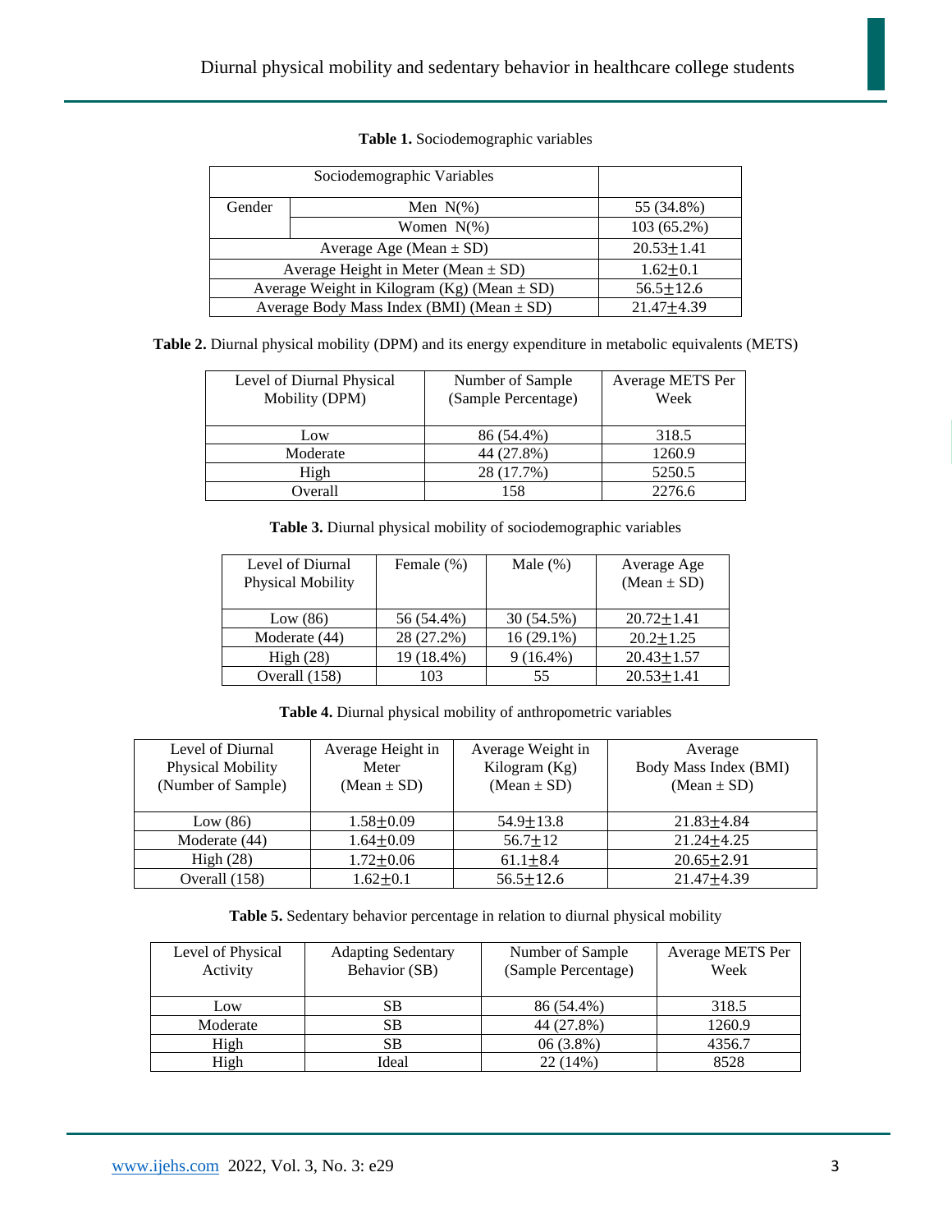**Table 1.** Sociodemographic variables

| Sociodemographic Variables | | |
|---|---|---|
| Gender | Men N(%) | 55 (34.8%) |
| | Women N(%) | 103 (65.2%) |
| Average Age (Mean ± SD) | | 20.53±1.41 |
| Average Height in Meter (Mean ± SD) | | 1.62±0.1 |
| Average Weight in Kilogram (Kg) (Mean ± SD) | | 56.5±12.6 |
| Average Body Mass Index (BMI) (Mean ± SD) | | 21.47±4.39 |

**Table 2.** Diurnal physical mobility (DPM) and its energy expenditure in metabolic equivalents (METS)

| Level of Diurnal Physical Mobility (DPM) | Number of Sample (Sample Percentage) | Average METS Per Week |
|---|---|---|
| Low | 86 (54.4%) | 318.5 |
| Moderate | 44 (27.8%) | 1260.9 |
| High | 28 (17.7%) | 5250.5 |
| Overall | 158 | 2276.6 |

**Table 3.** Diurnal physical mobility of sociodemographic variables

| Level of Diurnal Physical Mobility | Female (%) | Male (%) | Average Age (Mean ± SD) |
|---|---|---|---|
| Low (86) | 56 (54.4%) | 30 (54.5%) | 20.72±1.41 |
| Moderate (44) | 28 (27.2%) | 16 (29.1%) | 20.2±1.25 |
| High (28) | 19 (18.4%) | 9 (16.4%) | 20.43±1.57 |
| Overall (158) | 103 | 55 | 20.53±1.41 |

**Table 4.** Diurnal physical mobility of anthropometric variables

| Level of Diurnal Physical Mobility (Number of Sample) | Average Height in Meter (Mean ± SD) | Average Weight in Kilogram (Kg) (Mean ± SD) | Average Body Mass Index (BMI) (Mean ± SD) |
|---|---|---|---|
| Low (86) | 1.58±0.09 | 54.9±13.8 | 21.83±4.84 |
| Moderate (44) | 1.64±0.09 | 56.7±12 | 21.24±4.25 |
| High (28) | 1.72±0.06 | 61.1±8.4 | 20.65±2.91 |
| Overall (158) | 1.62±0.1 | 56.5±12.6 | 21.47±4.39 |

**Table 5.** Sedentary behavior percentage in relation to diurnal physical mobility

| Level of Physical Activity | Adapting Sedentary Behavior (SB) | Number of Sample (Sample Percentage) | Average METS Per Week |
|---|---|---|---|
| Low | SB | 86 (54.4%) | 318.5 |
| Moderate | SB | 44 (27.8%) | 1260.9 |
| High | SB | 06 (3.8%) | 4356.7 |
| High | Ideal | 22 (14%) | 8528 |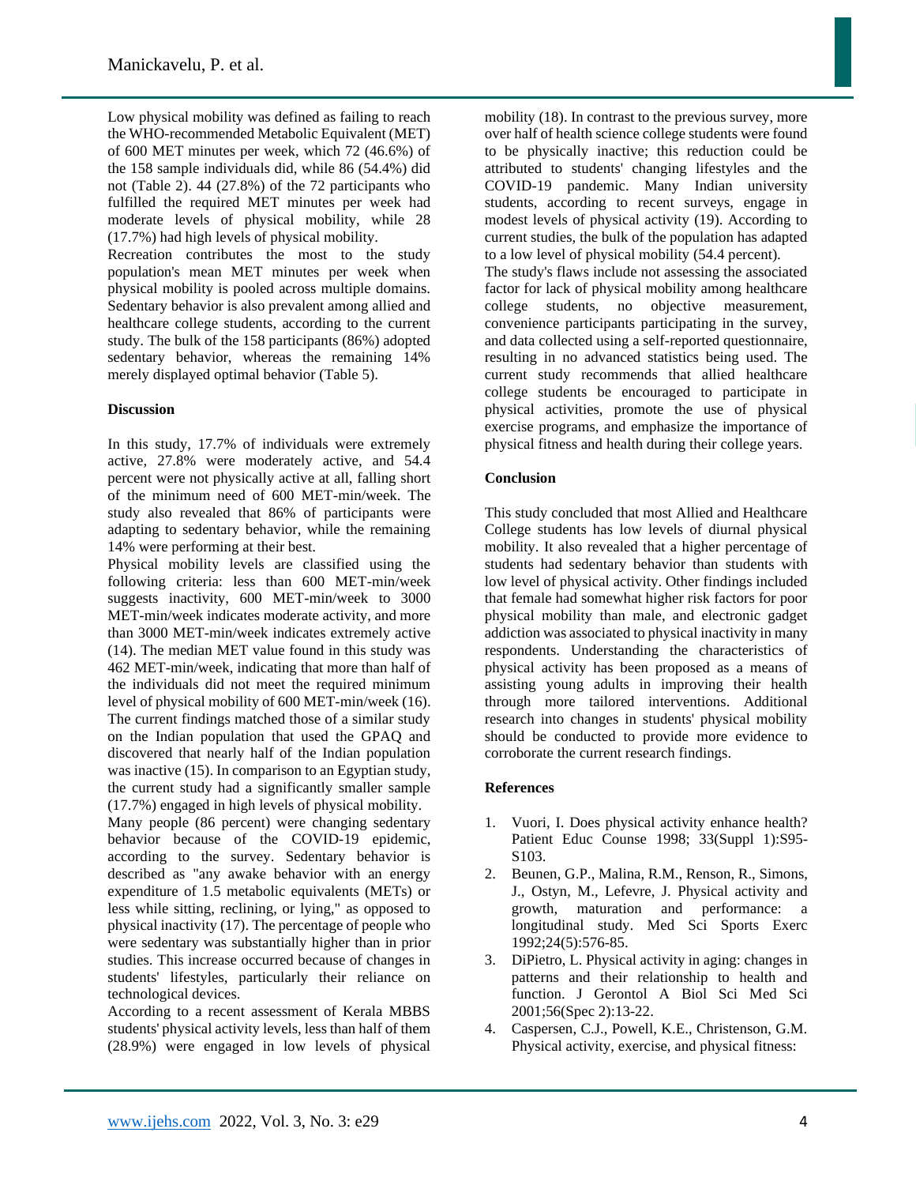Low physical mobility was defined as failing to reach the WHO-recommended Metabolic Equivalent (MET) of 600 MET minutes per week, which 72 (46.6%) of the 158 sample individuals did, while 86 (54.4%) did not (Table 2). 44 (27.8%) of the 72 participants who fulfilled the required MET minutes per week had moderate levels of physical mobility, while 28 (17.7%) had high levels of physical mobility.

Recreation contributes the most to the study population's mean MET minutes per week when physical mobility is pooled across multiple domains. Sedentary behavior is also prevalent among allied and healthcare college students, according to the current study. The bulk of the 158 participants (86%) adopted sedentary behavior, whereas the remaining 14% merely displayed optimal behavior (Table 5).

## Discussion

In this study, 17.7% of individuals were extremely active, 27.8% were moderately active, and 54.4 percent were not physically active at all, falling short of the minimum need of 600 MET-min/week. The study also revealed that 86% of participants were adapting to sedentary behavior, while the remaining 14% were performing at their best.

Physical mobility levels are classified using the following criteria: less than 600 MET-min/week suggests inactivity, 600 MET-min/week to 3000 MET-min/week indicates moderate activity, and more than 3000 MET-min/week indicates extremely active (14). The median MET value found in this study was 462 MET-min/week, indicating that more than half of the individuals did not meet the required minimum level of physical mobility of 600 MET-min/week (16). The current findings matched those of a similar study on the Indian population that used the GPAQ and discovered that nearly half of the Indian population was inactive (15). In comparison to an Egyptian study, the current study had a significantly smaller sample (17.7%) engaged in high levels of physical mobility.

Many people (86 percent) were changing sedentary behavior because of the COVID-19 epidemic, according to the survey. Sedentary behavior is described as "any awake behavior with an energy expenditure of 1.5 metabolic equivalents (METs) or less while sitting, reclining, or lying," as opposed to physical inactivity (17). The percentage of people who were sedentary was substantially higher than in prior studies. This increase occurred because of changes in students' lifestyles, particularly their reliance on technological devices.

According to a recent assessment of Kerala MBBS students' physical activity levels, less than half of them (28.9%) were engaged in low levels of physical mobility (18). In contrast to the previous survey, more over half of health science college students were found to be physically inactive; this reduction could be attributed to students' changing lifestyles and the COVID-19 pandemic. Many Indian university students, according to recent surveys, engage in modest levels of physical activity (19). According to current studies, the bulk of the population has adapted to a low level of physical mobility (54.4 percent).

The study's flaws include not assessing the associated factor for lack of physical mobility among healthcare college students, no objective measurement, convenience participants participating in the survey, and data collected using a self-reported questionnaire, resulting in no advanced statistics being used. The current study recommends that allied healthcare college students be encouraged to participate in physical activities, promote the use of physical exercise programs, and emphasize the importance of physical fitness and health during their college years.

## Conclusion

This study concluded that most Allied and Healthcare College students has low levels of diurnal physical mobility. It also revealed that a higher percentage of students had sedentary behavior than students with low level of physical activity. Other findings included that female had somewhat higher risk factors for poor physical mobility than male, and electronic gadget addiction was associated to physical inactivity in many respondents. Understanding the characteristics of physical activity has been proposed as a means of assisting young adults in improving their health through more tailored interventions. Additional research into changes in students' physical mobility should be conducted to provide more evidence to corroborate the current research findings.

## References

1. Vuori, I. Does physical activity enhance health? Patient Educ Counse 1998; 33(Suppl 1):S95-S103.
2. Beunen, G.P., Malina, R.M., Renson, R., Simons, J., Ostyn, M., Lefevre, J. Physical activity and growth, maturation and performance: a longitudinal study. Med Sci Sports Exerc 1992;24(5):576-85.
3. DiPietro, L. Physical activity in aging: changes in patterns and their relationship to health and function. J Gerontol A Biol Sci Med Sci 2001;56(Spec 2):13-22.
4. Caspersen, C.J., Powell, K.E., Christenson, G.M. Physical activity, exercise, and physical fitness: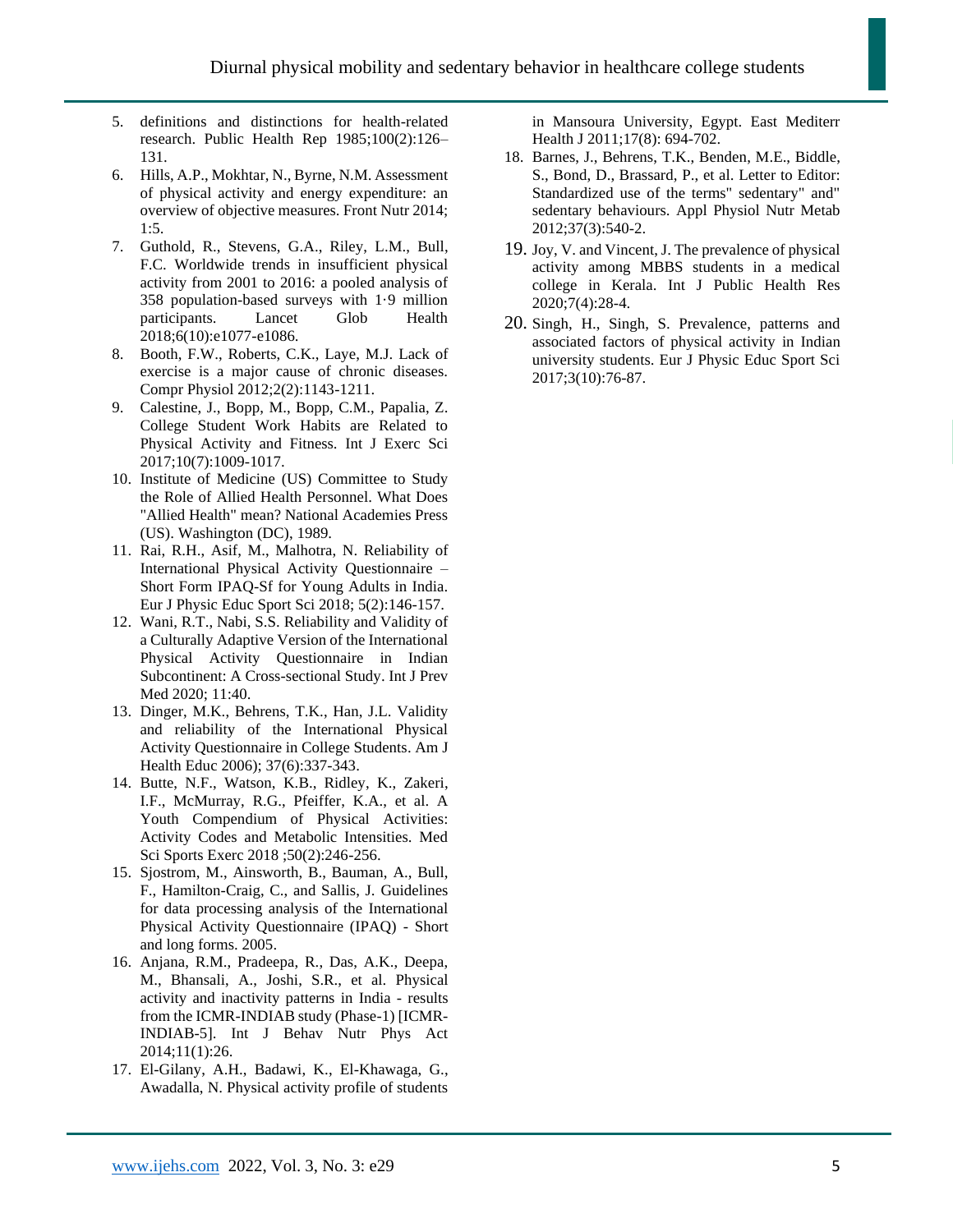5. definitions and distinctions for health-related research. Public Health Rep 1985;100(2):126–131.
6. Hills, A.P., Mokhtar, N., Byrne, N.M. Assessment of physical activity and energy expenditure: an overview of objective measures. Front Nutr 2014; 1:5.
7. Guthold, R., Stevens, G.A., Riley, L.M., Bull, F.C. Worldwide trends in insufficient physical activity from 2001 to 2016: a pooled analysis of 358 population-based surveys with 1·9 million participants. Lancet Glob Health 2018;6(10):e1077-e1086.
8. Booth, F.W., Roberts, C.K., Laye, M.J. Lack of exercise is a major cause of chronic diseases. Compr Physiol 2012;2(2):1143-1211.
9. Calestine, J., Bopp, M., Bopp, C.M., Papalia, Z. College Student Work Habits are Related to Physical Activity and Fitness. Int J Exerc Sci 2017;10(7):1009-1017.
10. Institute of Medicine (US) Committee to Study the Role of Allied Health Personnel. What Does "Allied Health" mean? National Academies Press (US). Washington (DC), 1989.
11. Rai, R.H., Asif, M., Malhotra, N. Reliability of International Physical Activity Questionnaire – Short Form IPAQ-Sf for Young Adults in India. Eur J Physic Educ Sport Sci 2018; 5(2):146-157.
12. Wani, R.T., Nabi, S.S. Reliability and Validity of a Culturally Adaptive Version of the International Physical Activity Questionnaire in Indian Subcontinent: A Cross-sectional Study. Int J Prev Med 2020; 11:40.
13. Dinger, M.K., Behrens, T.K., Han, J.L. Validity and reliability of the International Physical Activity Questionnaire in College Students. Am J Health Educ 2006); 37(6):337-343.
14. Butte, N.F., Watson, K.B., Ridley, K., Zakeri, I.F., McMurray, R.G., Pfeiffer, K.A., et al. A Youth Compendium of Physical Activities: Activity Codes and Metabolic Intensities. Med Sci Sports Exerc 2018 ;50(2):246-256.
15. Sjostrom, M., Ainsworth, B., Bauman, A., Bull, F., Hamilton-Craig, C., and Sallis, J. Guidelines for data processing analysis of the International Physical Activity Questionnaire (IPAQ) - Short and long forms. 2005.
16. Anjana, R.M., Pradeepa, R., Das, A.K., Deepa, M., Bhansali, A., Joshi, S.R., et al. Physical activity and inactivity patterns in India - results from the ICMR-INDIAB study (Phase-1) [ICMR-INDIAB-5]. Int J Behav Nutr Phys Act 2014;11(1):26.
17. El-Gilany, A.H., Badawi, K., El-Khawaga, G., Awadalla, N. Physical activity profile of students in Mansoura University, Egypt. East Mediterr Health J 2011;17(8): 694-702.
18. Barnes, J., Behrens, T.K., Benden, M.E., Biddle, S., Bond, D., Brassard, P., et al. Letter to Editor: Standardized use of the terms" sedentary" and" sedentary behaviours. Appl Physiol Nutr Metab 2012;37(3):540-2.
19. Joy, V. and Vincent, J. The prevalence of physical activity among MBBS students in a medical college in Kerala. Int J Public Health Res 2020;7(4):28-4.
20. Singh, H., Singh, S. Prevalence, patterns and associated factors of physical activity in Indian university students. Eur J Physic Educ Sport Sci 2017;3(10):76-87.